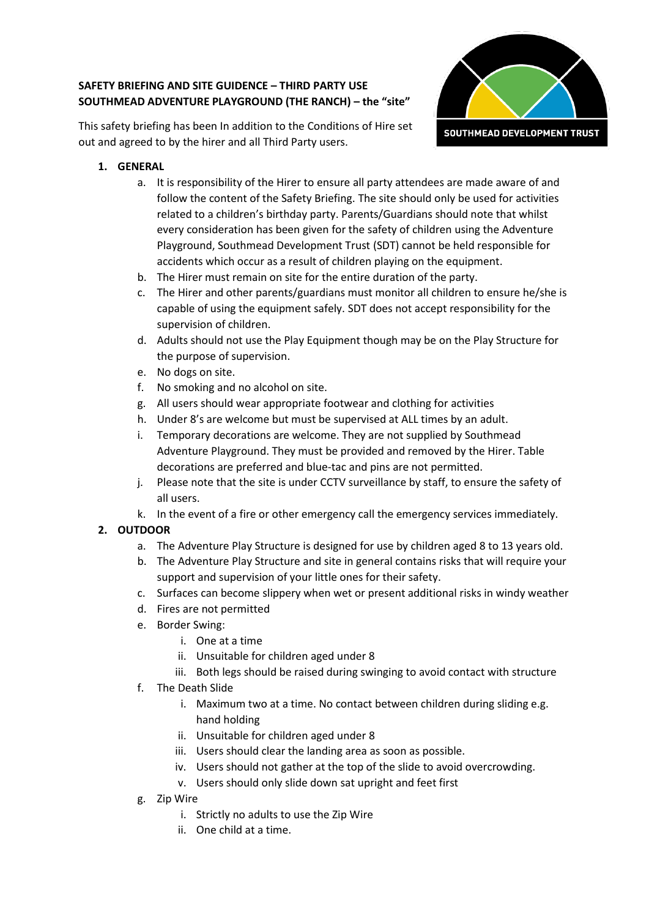**SAFETY BRIEFING AND SITE GUIDANCE – THIRD PARTY USE**
**SOUTHMEAD ADVENTURE PLAYGROUND (THE RANCH) – the "site"**

SOUTHMEAD DEVELOPMENT TRUST

This safety briefing has been In addition to the Conditions of Hire set out and agreed to by the hirer and all Third Party users.

1. **GENERAL**
   a. It is responsibility of the Hirer to ensure all party attendees are made aware of and follow the content of the Safety Briefing. The site should only be used for activities related to a children's birthday party. Parents/Guardians should note that whilst every consideration has been given for the safety of children using the Adventure Playground, Southmead Development Trust (SDT) cannot be held responsible for accidents which occur as a result of children playing on the equipment.
   b. The Hirer must remain on site for the entire duration of the party.
   c. The Hirer and other parents/guardians must monitor all children to ensure he/she is capable of using the equipment safely. SDT does not accept responsibility for the supervision of children.
   d. Adults should not use the Play Equipment though may be on the Play Structure for the purpose of supervision.
   e. No dogs on site.
   f. No smoking and no alcohol on site.
   g. All users should wear appropriate footwear and clothing for activities
   h. Under 8's are welcome but must be supervised at ALL times by an adult.
   i. Temporary decorations are welcome. They are not supplied by Southmead Adventure Playground. They must be provided and removed by the Hirer. Table decorations are preferred and blue-tac and pins are not permitted.
   j. Please note that the site is under CCTV surveillance by staff, to ensure the safety of all users.
   k. In the event of a fire or other emergency call the emergency services immediately.

2. **OUTDOOR**
   a. The Adventure Play Structure is designed for use by children aged 8 to 13 years old.
   b. The Adventure Play Structure and site in general contains risks that will require your support and supervision of your little ones for their safety.
   c. Surfaces can become slippery when wet or present additional risks in windy weather
   d. Fires are not permitted
   e. Border Swing:
      i. One at a time
      ii. Unsuitable for children aged under 8
      iii. Both legs should be raised during swinging to avoid contact with structure
   f. The Death Slide
      i. Maximum two at a time. No contact between children during sliding e.g. hand holding
      ii. Unsuitable for children aged under 8
      iii. Users should clear the landing area as soon as possible.
      iv. Users should not gather at the top of the slide to avoid overcrowding.
      v. Users should only slide down sat upright and feet first
   g. Zip Wire
      i. Strictly no adults to use the Zip Wire
      ii. One child at a time.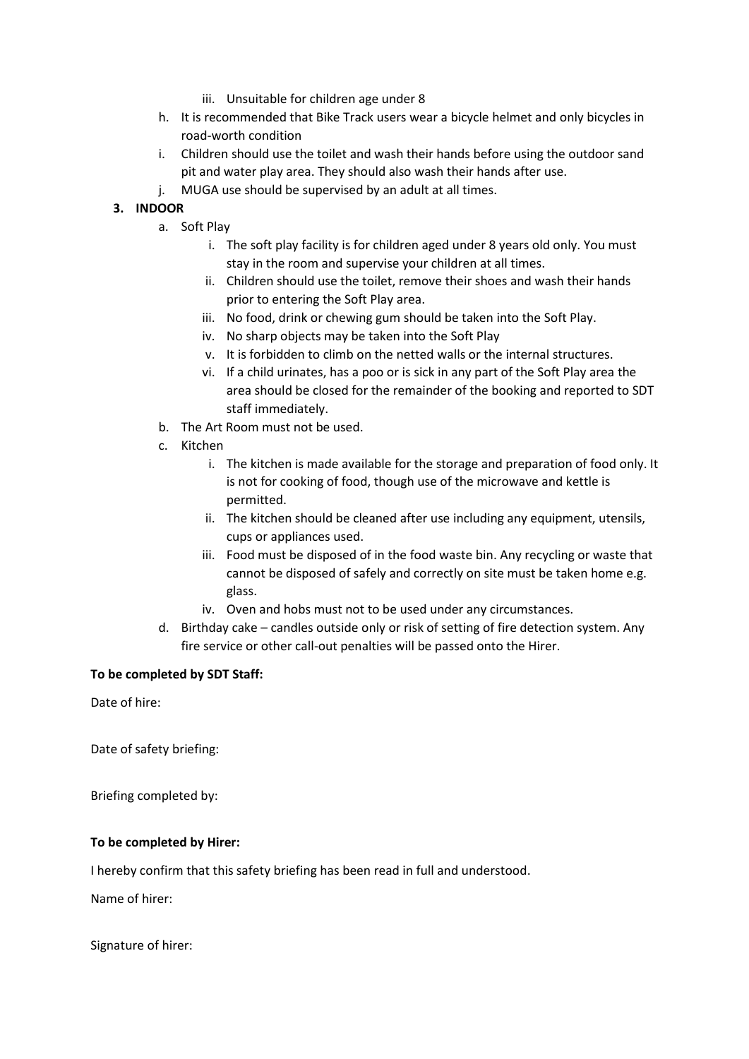iii. Unsuitable for children age under 8

h. It is recommended that Bike Track users wear a bicycle helmet and only bicycles in road-worth condition
i. Children should use the toilet and wash their hands before using the outdoor sand pit and water play area. They should also wash their hands after use.
j. MUGA use should be supervised by an adult at all times.

**3. INDOOR**

a. Soft Play
   i. The soft play facility is for children aged under 8 years old only. You must stay in the room and supervise your children at all times.
   ii. Children should use the toilet, remove their shoes and wash their hands prior to entering the Soft Play area.
   iii. No food, drink or chewing gum should be taken into the Soft Play.
   iv. No sharp objects may be taken into the Soft Play
   v. It is forbidden to climb on the netted walls or the internal structures.
   vi. If a child urinates, has a poo or is sick in any part of the Soft Play area the area should be closed for the remainder of the booking and reported to SDT staff immediately.

b. The Art Room must not be used.
c. Kitchen
   i. The kitchen is made available for the storage and preparation of food only. It is not for cooking of food, though use of the microwave and kettle is permitted.
   ii. The kitchen should be cleaned after use including any equipment, utensils, cups or appliances used.
   iii. Food must be disposed of in the food waste bin. Any recycling or waste that cannot be disposed of safely and correctly on site must be taken home e.g. glass.
   iv. Oven and hobs must not to be used under any circumstances.

d. Birthday cake – candles outside only or risk of setting of fire detection system. Any fire service or other call-out penalties will be passed onto the Hirer.

**To be completed by SDT Staff:**

Date of hire:

Date of safety briefing:

Briefing completed by:

**To be completed by Hirer:**

I hereby confirm that this safety briefing has been read in full and understood.

Name of hirer:

Signature of hirer: